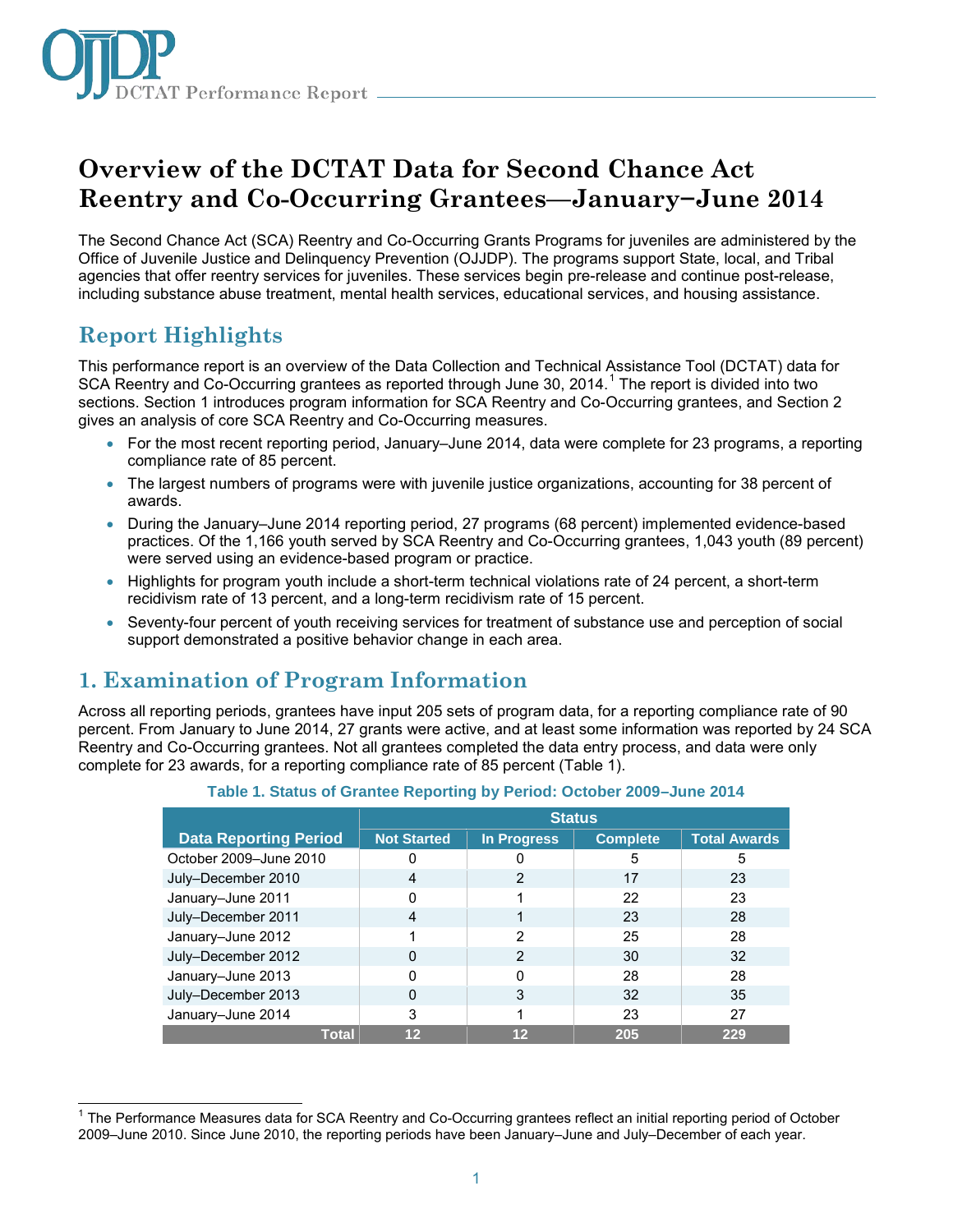# Overview of the DCTAT Data for Second Chance Act Reentry and Co-Occurring Grantees—January–June 2014

The Second Chance Act (SCA) Reentry and Co-Occurring Grants Programs for juveniles are administered by the Office of Juvenile Justice and Delinquency Prevention (OJJDP). The programs support State, local, and Tribal agencies that offer reentry services for juveniles. These services begin pre-release and continue post-release, including substance abuse treatment, mental health services, educational services, and housing assistance.

## Report Highlights

This performance report is an overview of the Data Collection and Technical Assistance Tool (DCTAT) data for SCA Reentry and Co-Occurring grantees as reported through June 30, 2014.[1] The report is divided into two sections. Section 1 introduces program information for SCA Reentry and Co-Occurring grantees, and Section 2 gives an analysis of core SCA Reentry and Co-Occurring measures.

- For the most recent reporting period, January–June 2014, data were complete for 23 programs, a reporting compliance rate of 85 percent.
- The largest numbers of programs were with juvenile justice organizations, accounting for 38 percent of awards.
- During the January–June 2014 reporting period, 27 programs (68 percent) implemented evidence-based practices. Of the 1,166 youth served by SCA Reentry and Co-Occurring grantees, 1,043 youth (89 percent) were served using an evidence-based program or practice.
- Highlights for program youth include a short-term technical violations rate of 24 percent, a short-term recidivism rate of 13 percent, and a long-term recidivism rate of 15 percent.
- Seventy-four percent of youth receiving services for treatment of substance use and perception of social support demonstrated a positive behavior change in each area.

## 1. Examination of Program Information

Across all reporting periods, grantees have input 205 sets of program data, for a reporting compliance rate of 90 percent. From January to June 2014, 27 grants were active, and at least some information was reported by 24 SCA Reentry and Co-Occurring grantees. Not all grantees completed the data entry process, and data were only complete for 23 awards, for a reporting compliance rate of 85 percent (Table 1).

**Table 1. Status of Grantee Reporting by Period: October 2009–June 2014**

| | Status | | | |
|---|---|---|---|---|
| Data Reporting Period | Not Started | In Progress | Complete | Total Awards |
| October 2009–June 2010 | 0 | 0 | 5 | 5 |
| July–December 2010 | 4 | 2 | 17 | 23 |
| January–June 2011 | 0 | 1 | 22 | 23 |
| July–December 2011 | 4 | 1 | 23 | 28 |
| January–June 2012 | 1 | 2 | 25 | 28 |
| July–December 2012 | 0 | 2 | 30 | 32 |
| January–June 2013 | 0 | 0 | 28 | 28 |
| July–December 2013 | 0 | 3 | 32 | 35 |
| January–June 2014 | 3 | 1 | 23 | 27 |
| **Total** | **12** | **12** | **205** | **229** |

[1] The Performance Measures data for SCA Reentry and Co-Occurring grantees reflect an initial reporting period of October 2009–June 2010. Since June 2010, the reporting periods have been January–June and July–December of each year.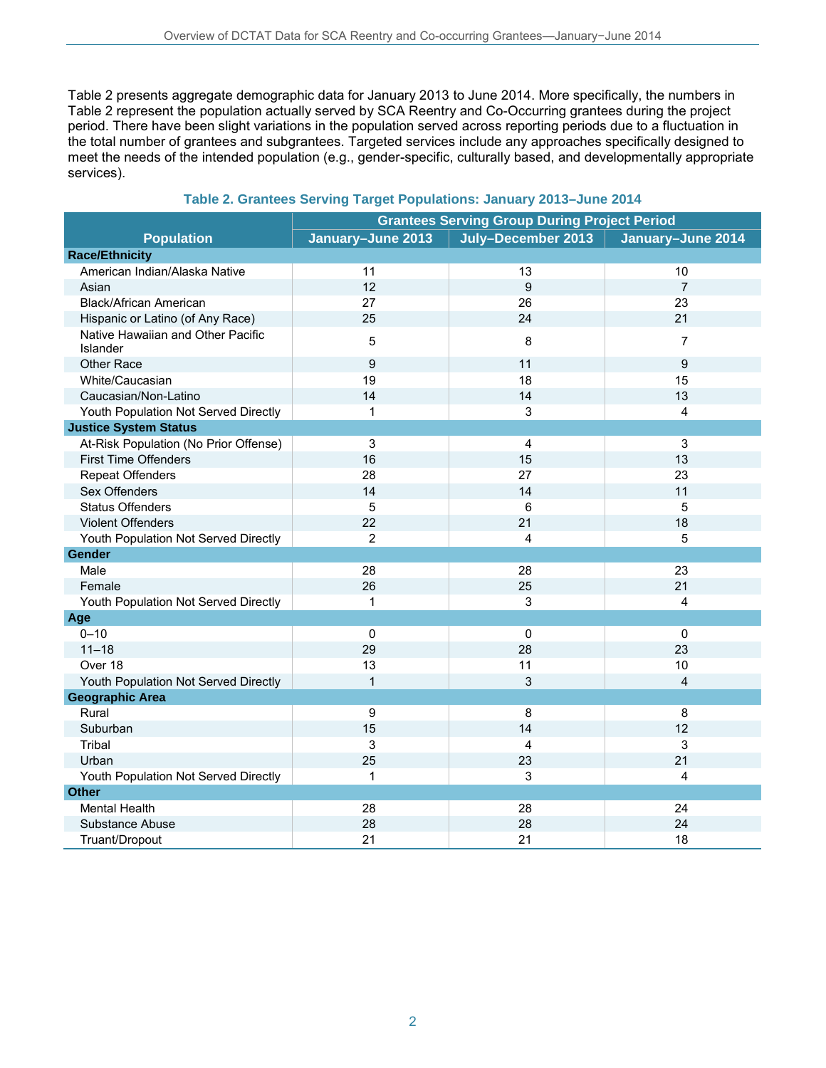Table 2 presents aggregate demographic data for January 2013 to June 2014. More specifically, the numbers in Table 2 represent the population actually served by SCA Reentry and Co-Occurring grantees during the project period. There have been slight variations in the population served across reporting periods due to a fluctuation in the total number of grantees and subgrantees. Targeted services include any approaches specifically designed to meet the needs of the intended population (e.g., gender-specific, culturally based, and developmentally appropriate services).

**Table 2. Grantees Serving Target Populations: January 2013–June 2014**

| Population | Grantees Serving Group During Project Period | | |
|---|---|---|---|
| | January–June 2013 | July–December 2013 | January–June 2014 |
| **Race/Ethnicity** | | | |
| American Indian/Alaska Native | 11 | 13 | 10 |
| Asian | 12 | 9 | 7 |
| Black/African American | 27 | 26 | 23 |
| Hispanic or Latino (of Any Race) | 25 | 24 | 21 |
| Native Hawaiian and Other Pacific Islander | 5 | 8 | 7 |
| Other Race | 9 | 11 | 9 |
| White/Caucasian | 19 | 18 | 15 |
| Caucasian/Non-Latino | 14 | 14 | 13 |
| Youth Population Not Served Directly | 1 | 3 | 4 |
| **Justice System Status** | | | |
| At-Risk Population (No Prior Offense) | 3 | 4 | 3 |
| First Time Offenders | 16 | 15 | 13 |
| Repeat Offenders | 28 | 27 | 23 |
| Sex Offenders | 14 | 14 | 11 |
| Status Offenders | 5 | 6 | 5 |
| Violent Offenders | 22 | 21 | 18 |
| Youth Population Not Served Directly | 2 | 4 | 5 |
| **Gender** | | | |
| Male | 28 | 28 | 23 |
| Female | 26 | 25 | 21 |
| Youth Population Not Served Directly | 1 | 3 | 4 |
| **Age** | | | |
| 0–10 | 0 | 0 | 0 |
| 11–18 | 29 | 28 | 23 |
| Over 18 | 13 | 11 | 10 |
| Youth Population Not Served Directly | 1 | 3 | 4 |
| **Geographic Area** | | | |
| Rural | 9 | 8 | 8 |
| Suburban | 15 | 14 | 12 |
| Tribal | 3 | 4 | 3 |
| Urban | 25 | 23 | 21 |
| Youth Population Not Served Directly | 1 | 3 | 4 |
| **Other** | | | |
| Mental Health | 28 | 28 | 24 |
| Substance Abuse | 28 | 28 | 24 |
| Truant/Dropout | 21 | 21 | 18 |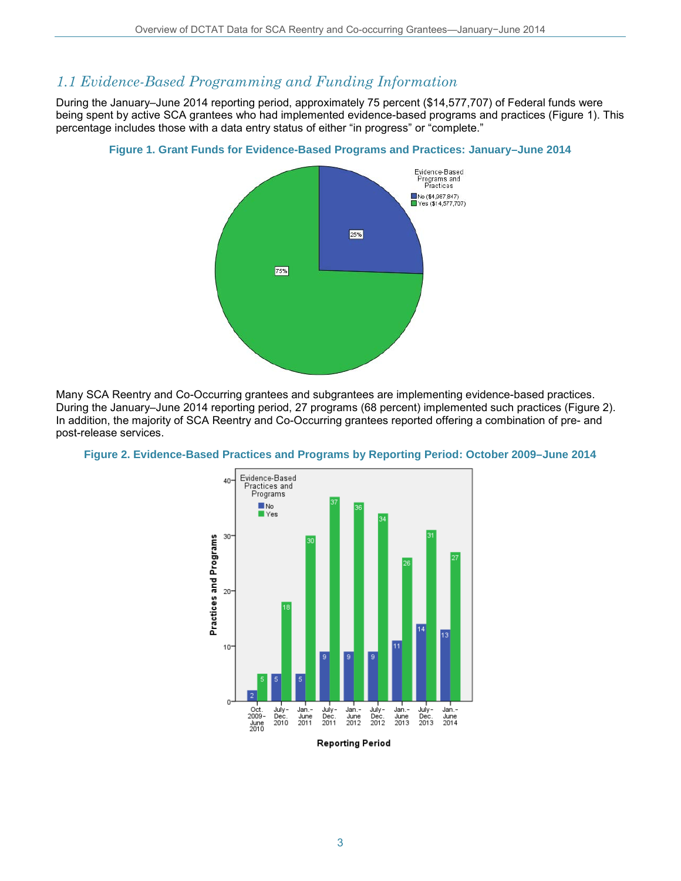## *1.1 Evidence-Based Programming and Funding Information*

During the January–June 2014 reporting period, approximately 75 percent ($14,577,707) of Federal funds were being spent by active SCA grantees who had implemented evidence-based programs and practices (Figure 1). This percentage includes those with a data entry status of either "in progress" or "complete."

**Figure 1. Grant Funds for Evidence-Based Programs and Practices: January–June 2014**

Many SCA Reentry and Co-Occurring grantees and subgrantees are implementing evidence-based practices. During the January–June 2014 reporting period, 27 programs (68 percent) implemented such practices (Figure 2). In addition, the majority of SCA Reentry and Co-Occurring grantees reported offering a combination of pre- and post-release services.

**Figure 2. Evidence-Based Practices and Programs by Reporting Period: October 2009–June 2014**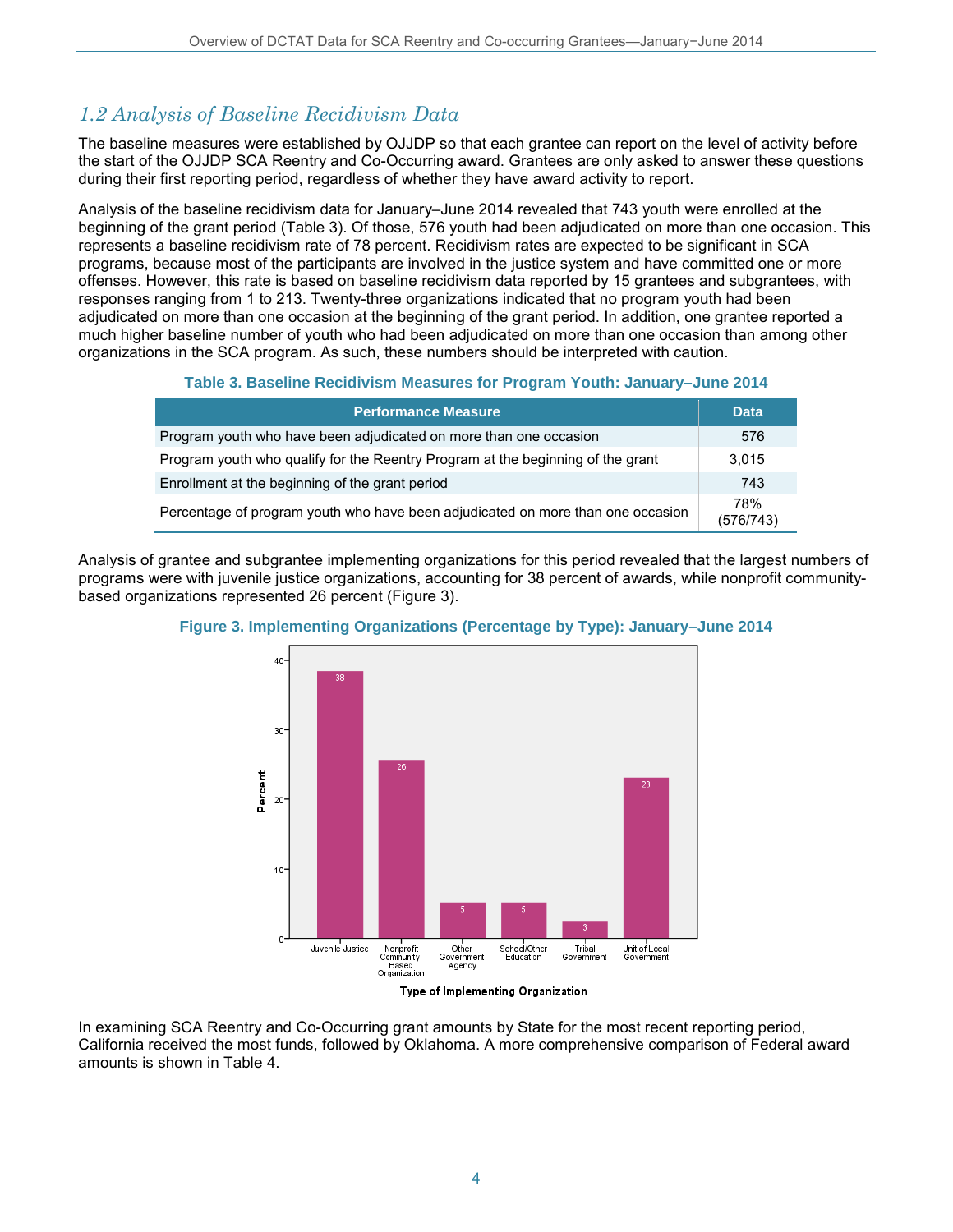## 1.2 Analysis of Baseline Recidivism Data

The baseline measures were established by OJJDP so that each grantee can report on the level of activity before the start of the OJJDP SCA Reentry and Co-Occurring award. Grantees are only asked to answer these questions during their first reporting period, regardless of whether they have award activity to report.

Analysis of the baseline recidivism data for January–June 2014 revealed that 743 youth were enrolled at the beginning of the grant period (Table 3). Of those, 576 youth had been adjudicated on more than one occasion. This represents a baseline recidivism rate of 78 percent. Recidivism rates are expected to be significant in SCA programs, because most of the participants are involved in the justice system and have committed one or more offenses. However, this rate is based on baseline recidivism data reported by 15 grantees and subgrantees, with responses ranging from 1 to 213. Twenty-three organizations indicated that no program youth had been adjudicated on more than one occasion at the beginning of the grant period. In addition, one grantee reported a much higher baseline number of youth who had been adjudicated on more than one occasion than among other organizations in the SCA program. As such, these numbers should be interpreted with caution.

**Table 3. Baseline Recidivism Measures for Program Youth: January–June 2014**

| Performance Measure | Data |
|---|---|
| Program youth who have been adjudicated on more than one occasion | 576 |
| Program youth who qualify for the Reentry Program at the beginning of the grant | 3,015 |
| Enrollment at the beginning of the grant period | 743 |
| Percentage of program youth who have been adjudicated on more than one occasion | 78% (576/743) |

Analysis of grantee and subgrantee implementing organizations for this period revealed that the largest numbers of programs were with juvenile justice organizations, accounting for 38 percent of awards, while nonprofit community-based organizations represented 26 percent (Figure 3).

**Figure 3. Implementing Organizations (Percentage by Type): January–June 2014**

| Type of Implementing Organization | Percent |
|---|---|
| Juvenile Justice | 38 |
| Nonprofit Community-Based Organization | 26 |
| Other Government Agency | 5 |
| School/Other Education | 5 |
| Tribal Government | 3 |
| Unit of Local Government | 23 |

In examining SCA Reentry and Co-Occurring grant amounts by State for the most recent reporting period, California received the most funds, followed by Oklahoma. A more comprehensive comparison of Federal award amounts is shown in Table 4.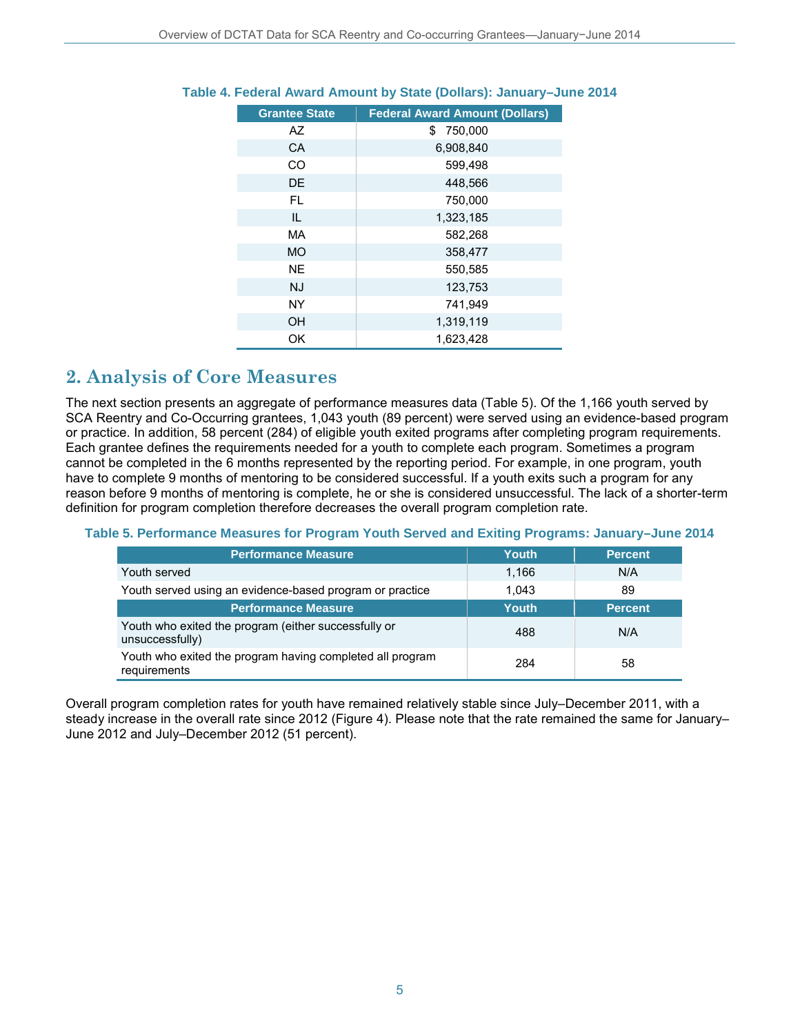**Table 4. Federal Award Amount by State (Dollars): January–June 2014**

| Grantee State | Federal Award Amount (Dollars) |
|---|---|
| AZ | $ 750,000 |
| CA | 6,908,840 |
| CO | 599,498 |
| DE | 448,566 |
| FL | 750,000 |
| IL | 1,323,185 |
| MA | 582,268 |
| MO | 358,477 |
| NE | 550,585 |
| NJ | 123,753 |
| NY | 741,949 |
| OH | 1,319,119 |
| OK | 1,623,428 |

## 2. Analysis of Core Measures

The next section presents an aggregate of performance measures data (Table 5). Of the 1,166 youth served by SCA Reentry and Co-Occurring grantees, 1,043 youth (89 percent) were served using an evidence-based program or practice. In addition, 58 percent (284) of eligible youth exited programs after completing program requirements. Each grantee defines the requirements needed for a youth to complete each program. Sometimes a program cannot be completed in the 6 months represented by the reporting period. For example, in one program, youth have to complete 9 months of mentoring to be considered successful. If a youth exits such a program for any reason before 9 months of mentoring is complete, he or she is considered unsuccessful. The lack of a shorter-term definition for program completion therefore decreases the overall program completion rate.

**Table 5. Performance Measures for Program Youth Served and Exiting Programs: January–June 2014**

| Performance Measure | Youth | Percent |
|---|---|---|
| Youth served | 1,166 | N/A |
| Youth served using an evidence-based program or practice | 1,043 | 89 |
| **Performance Measure** | **Youth** | **Percent** |
| Youth who exited the program (either successfully or unsuccessfully) | 488 | N/A |
| Youth who exited the program having completed all program requirements | 284 | 58 |

Overall program completion rates for youth have remained relatively stable since July–December 2011, with a steady increase in the overall rate since 2012 (Figure 4). Please note that the rate remained the same for January–June 2012 and July–December 2012 (51 percent).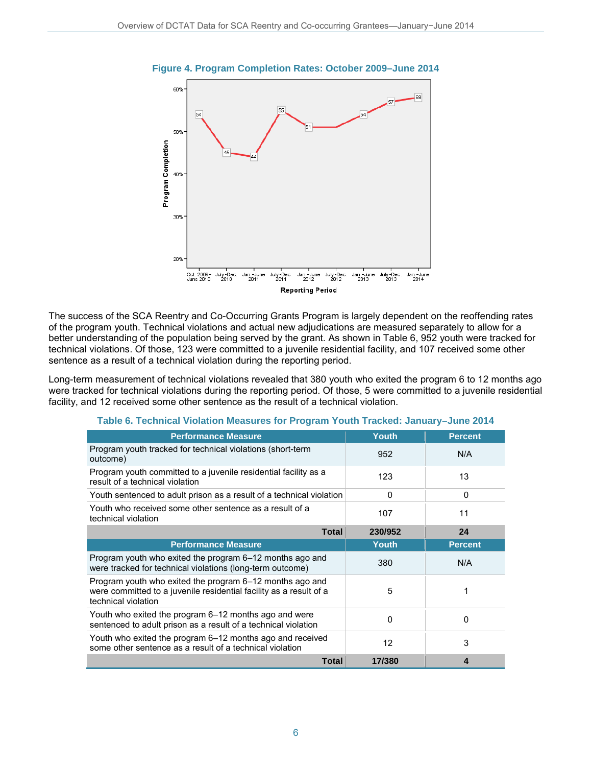**Figure 4. Program Completion Rates: October 2009–June 2014**

| Reporting Period | Program Completion (%) |
|---|---|
| Oct. 2009–June 2010 | 54 |
| July–Dec. 2010 | 45 |
| Jan.–June 2011 | 44 |
| July–Dec. 2011 | 55 |
| Jan.–June 2012 | 51 |
| July–Dec. 2012 | 51 |
| Jan.–June 2013 | 54 |
| July–Dec. 2013 | 57 |
| Jan.–June 2014 | 58 |

The success of the SCA Reentry and Co-Occurring Grants Program is largely dependent on the reoffending rates of the program youth. Technical violations and actual new adjudications are measured separately to allow for a better understanding of the population being served by the grant. As shown in Table 6, 952 youth were tracked for technical violations. Of those, 123 were committed to a juvenile residential facility, and 107 received some other sentence as a result of a technical violation during the reporting period.

Long-term measurement of technical violations revealed that 380 youth who exited the program 6 to 12 months ago were tracked for technical violations during the reporting period. Of those, 5 were committed to a juvenile residential facility, and 12 received some other sentence as the result of a technical violation.

**Table 6. Technical Violation Measures for Program Youth Tracked: January–June 2014**

| Performance Measure | Youth | Percent |
|---|---|---|
| Program youth tracked for technical violations (short-term outcome) | 952 | N/A |
| Program youth committed to a juvenile residential facility as a result of a technical violation | 123 | 13 |
| Youth sentenced to adult prison as a result of a technical violation | 0 | 0 |
| Youth who received some other sentence as a result of a technical violation | 107 | 11 |
| **Total** | **230/952** | **24** |
| **Performance Measure** | **Youth** | **Percent** |
| Program youth who exited the program 6–12 months ago and were tracked for technical violations (long-term outcome) | 380 | N/A |
| Program youth who exited the program 6–12 months ago and were committed to a juvenile residential facility as a result of a technical violation | 5 | 1 |
| Youth who exited the program 6–12 months ago and were sentenced to adult prison as a result of a technical violation | 0 | 0 |
| Youth who exited the program 6–12 months ago and received some other sentence as a result of a technical violation | 12 | 3 |
| **Total** | **17/380** | **4** |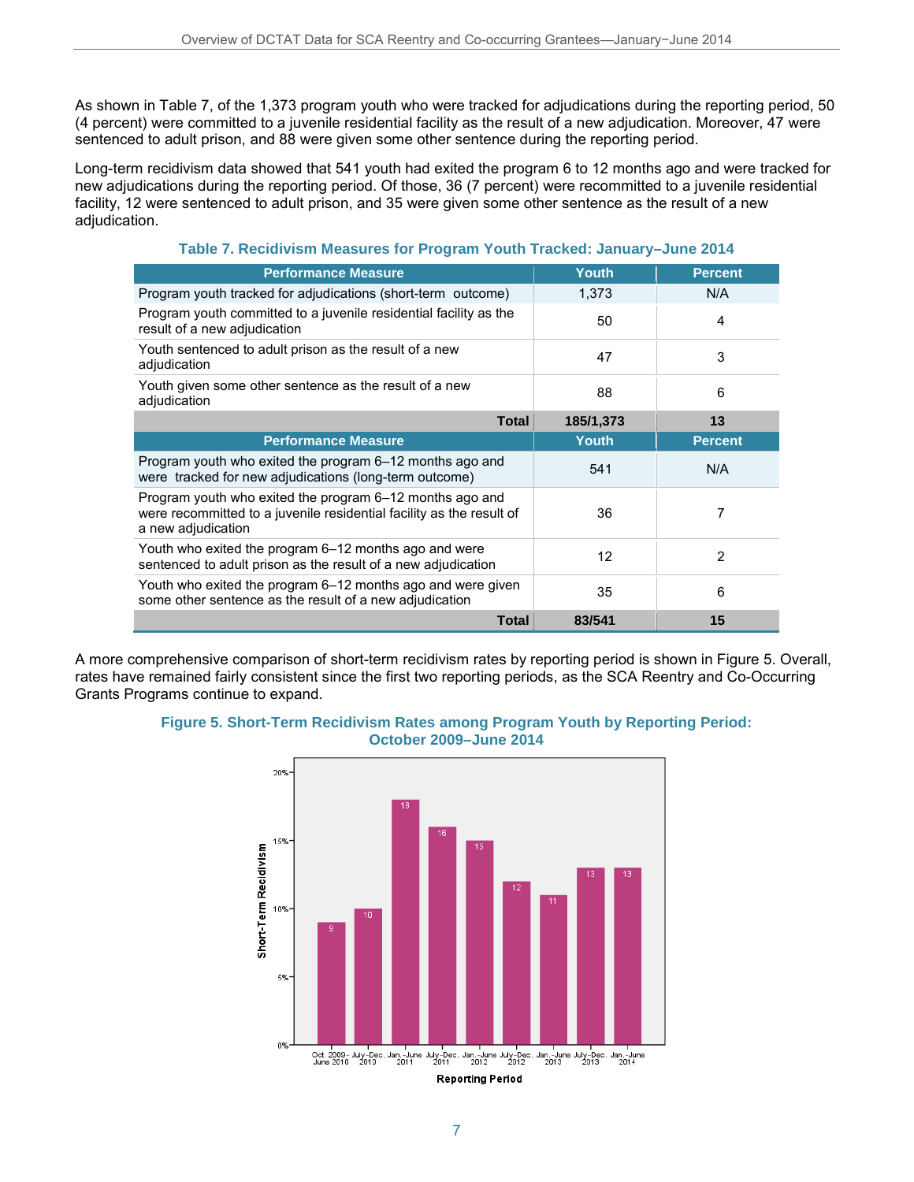As shown in Table 7, of the 1,373 program youth who were tracked for adjudications during the reporting period, 50 (4 percent) were committed to a juvenile residential facility as the result of a new adjudication. Moreover, 47 were sentenced to adult prison, and 88 were given some other sentence during the reporting period.

Long-term recidivism data showed that 541 youth had exited the program 6 to 12 months ago and were tracked for new adjudications during the reporting period. Of those, 36 (7 percent) were recommitted to a juvenile residential facility, 12 were sentenced to adult prison, and 35 were given some other sentence as the result of a new adjudication.

**Table 7. Recidivism Measures for Program Youth Tracked: January–June 2014**

| Performance Measure | Youth | Percent |
|---|---|---|
| Program youth tracked for adjudications (short-term outcome) | 1,373 | N/A |
| Program youth committed to a juvenile residential facility as the result of a new adjudication | 50 | 4 |
| Youth sentenced to adult prison as the result of a new adjudication | 47 | 3 |
| Youth given some other sentence as the result of a new adjudication | 88 | 6 |
| **Total** | **185/1,373** | **13** |
| **Performance Measure** | **Youth** | **Percent** |
| Program youth who exited the program 6–12 months ago and were tracked for new adjudications (long-term outcome) | 541 | N/A |
| Program youth who exited the program 6–12 months ago and were recommitted to a juvenile residential facility as the result of a new adjudication | 36 | 7 |
| Youth who exited the program 6–12 months ago and were sentenced to adult prison as the result of a new adjudication | 12 | 2 |
| Youth who exited the program 6–12 months ago and were given some other sentence as the result of a new adjudication | 35 | 6 |
| **Total** | **83/541** | **15** |

A more comprehensive comparison of short-term recidivism rates by reporting period is shown in Figure 5. Overall, rates have remained fairly consistent since the first two reporting periods, as the SCA Reentry and Co-Occurring Grants Programs continue to expand.

**Figure 5. Short-Term Recidivism Rates among Program Youth by Reporting Period: October 2009–June 2014**

| Reporting Period | Short-Term Recidivism (%) |
|---|---|
| Oct. 2009–June 2010 | 9 |
| July–Dec. 2010 | 10 |
| Jan.–June 2011 | 18 |
| July–Dec. 2011 | 16 |
| Jan.–June 2012 | 15 |
| July–Dec. 2012 | 12 |
| Jan.–June 2013 | 11 |
| July–Dec. 2013 | 13 |
| Jan.–June 2014 | 13 |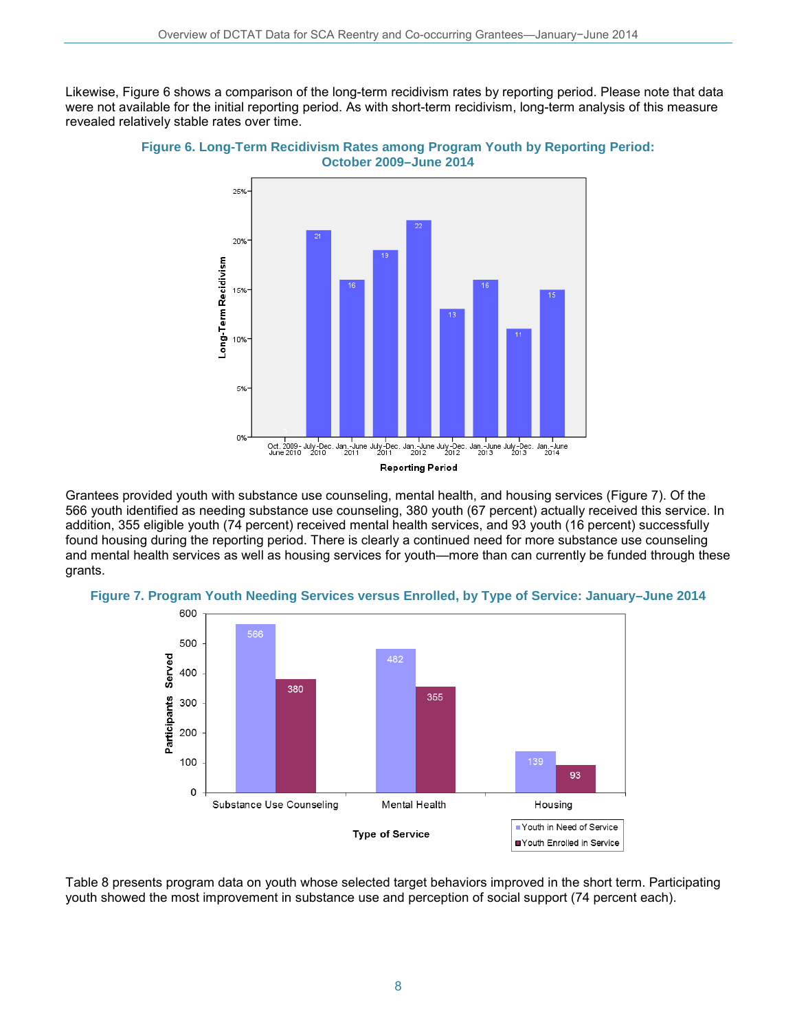Likewise, Figure 6 shows a comparison of the long-term recidivism rates by reporting period. Please note that data were not available for the initial reporting period. As with short-term recidivism, long-term analysis of this measure revealed relatively stable rates over time.

**Figure 6. Long-Term Recidivism Rates among Program Youth by Reporting Period: October 2009–June 2014**

| Reporting Period | Long-Term Recidivism (%) |
|---|---|
| Oct. 2009–June 2010 | 0 |
| July–Dec. 2010 | 21 |
| Jan.–June 2011 | 16 |
| July–Dec. 2011 | 19 |
| Jan.–June 2012 | 22 |
| July–Dec. 2012 | 13 |
| Jan.–June 2013 | 16 |
| July–Dec. 2013 | 11 |
| Jan.–June 2014 | 15 |

Grantees provided youth with substance use counseling, mental health, and housing services (Figure 7). Of the 566 youth identified as needing substance use counseling, 380 youth (67 percent) actually received this service. In addition, 355 eligible youth (74 percent) received mental health services, and 93 youth (16 percent) successfully found housing during the reporting period. There is clearly a continued need for more substance use counseling and mental health services as well as housing services for youth—more than can currently be funded through these grants.

**Figure 7. Program Youth Needing Services versus Enrolled, by Type of Service: January–June 2014**

| Type of Service | Youth in Need of Service | Youth Enrolled in Service |
|---|---|---|
| Substance Use Counseling | 566 | 380 |
| Mental Health | 482 | 355 |
| Housing | 139 | 93 |

Table 8 presents program data on youth whose selected target behaviors improved in the short term. Participating youth showed the most improvement in substance use and perception of social support (74 percent each).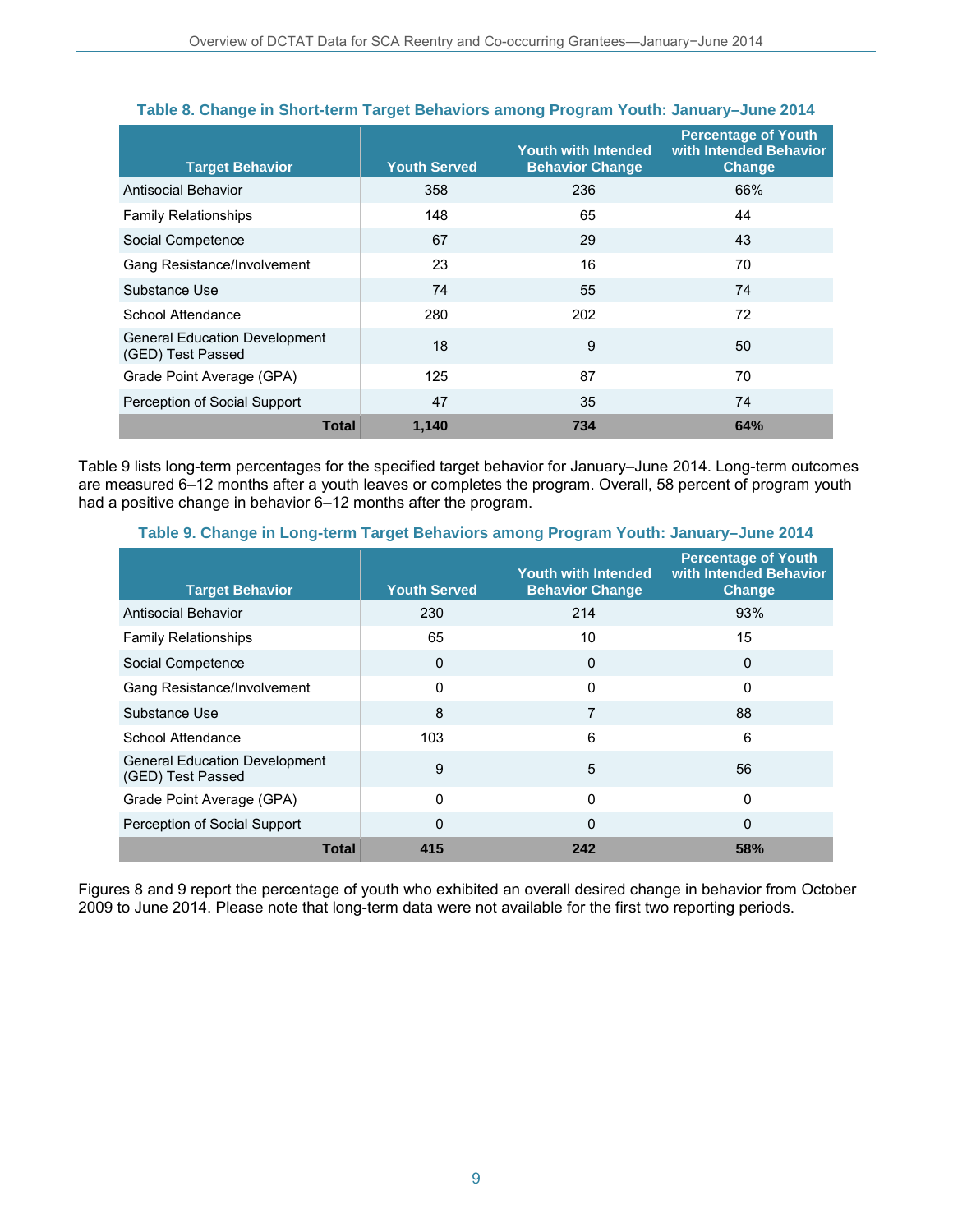**Table 8. Change in Short-term Target Behaviors among Program Youth: January–June 2014**

| Target Behavior | Youth Served | Youth with Intended Behavior Change | Percentage of Youth with Intended Behavior Change |
|---|---|---|---|
| Antisocial Behavior | 358 | 236 | 66% |
| Family Relationships | 148 | 65 | 44 |
| Social Competence | 67 | 29 | 43 |
| Gang Resistance/Involvement | 23 | 16 | 70 |
| Substance Use | 74 | 55 | 74 |
| School Attendance | 280 | 202 | 72 |
| General Education Development (GED) Test Passed | 18 | 9 | 50 |
| Grade Point Average (GPA) | 125 | 87 | 70 |
| Perception of Social Support | 47 | 35 | 74 |
| **Total** | **1,140** | **734** | **64%** |

Table 9 lists long-term percentages for the specified target behavior for January–June 2014. Long-term outcomes are measured 6–12 months after a youth leaves or completes the program. Overall, 58 percent of program youth had a positive change in behavior 6–12 months after the program.

**Table 9. Change in Long-term Target Behaviors among Program Youth: January–June 2014**

| Target Behavior | Youth Served | Youth with Intended Behavior Change | Percentage of Youth with Intended Behavior Change |
|---|---|---|---|
| Antisocial Behavior | 230 | 214 | 93% |
| Family Relationships | 65 | 10 | 15 |
| Social Competence | 0 | 0 | 0 |
| Gang Resistance/Involvement | 0 | 0 | 0 |
| Substance Use | 8 | 7 | 88 |
| School Attendance | 103 | 6 | 6 |
| General Education Development (GED) Test Passed | 9 | 5 | 56 |
| Grade Point Average (GPA) | 0 | 0 | 0 |
| Perception of Social Support | 0 | 0 | 0 |
| **Total** | **415** | **242** | **58%** |

Figures 8 and 9 report the percentage of youth who exhibited an overall desired change in behavior from October 2009 to June 2014. Please note that long-term data were not available for the first two reporting periods.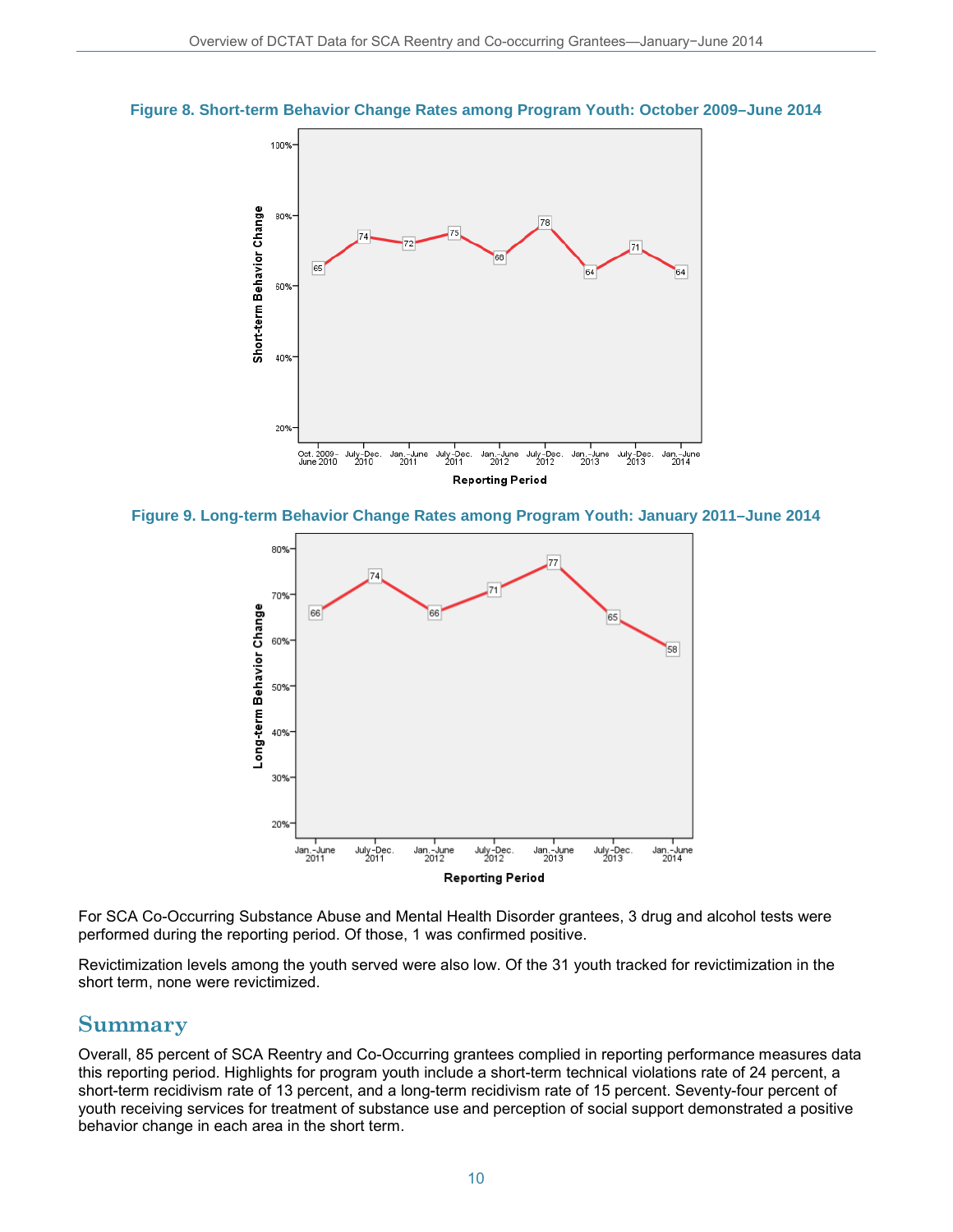**Figure 8. Short-term Behavior Change Rates among Program Youth: October 2009–June 2014**

Short-term Behavior Change

100%
80%
60%
40%
20%

65
74
72
75
68
78
64
71
64

Oct. 2009–June 2010
July–Dec. 2010
Jan.–June 2011
July–Dec. 2011
Jan.–June 2012
July–Dec. 2012
Jan.–June 2013
July–Dec. 2013
Jan.–June 2014

Reporting Period

**Figure 9. Long-term Behavior Change Rates among Program Youth: January 2011–June 2014**

Long-term Behavior Change

80%
70%
60%
50%
40%
30%
20%

66
74
66
71
77
65
58

Jan.–June 2011
July–Dec. 2011
Jan.–June 2012
July–Dec. 2012
Jan.–June 2013
July–Dec. 2013
Jan.–June 2014

Reporting Period

For SCA Co-Occurring Substance Abuse and Mental Health Disorder grantees, 3 drug and alcohol tests were performed during the reporting period. Of those, 1 was confirmed positive.

Revictimization levels among the youth served were also low. Of the 31 youth tracked for revictimization in the short term, none were revictimized.

## Summary

Overall, 85 percent of SCA Reentry and Co-Occurring grantees complied in reporting performance measures data this reporting period. Highlights for program youth include a short-term technical violations rate of 24 percent, a short-term recidivism rate of 13 percent, and a long-term recidivism rate of 15 percent. Seventy-four percent of youth receiving services for treatment of substance use and perception of social support demonstrated a positive behavior change in each area in the short term.